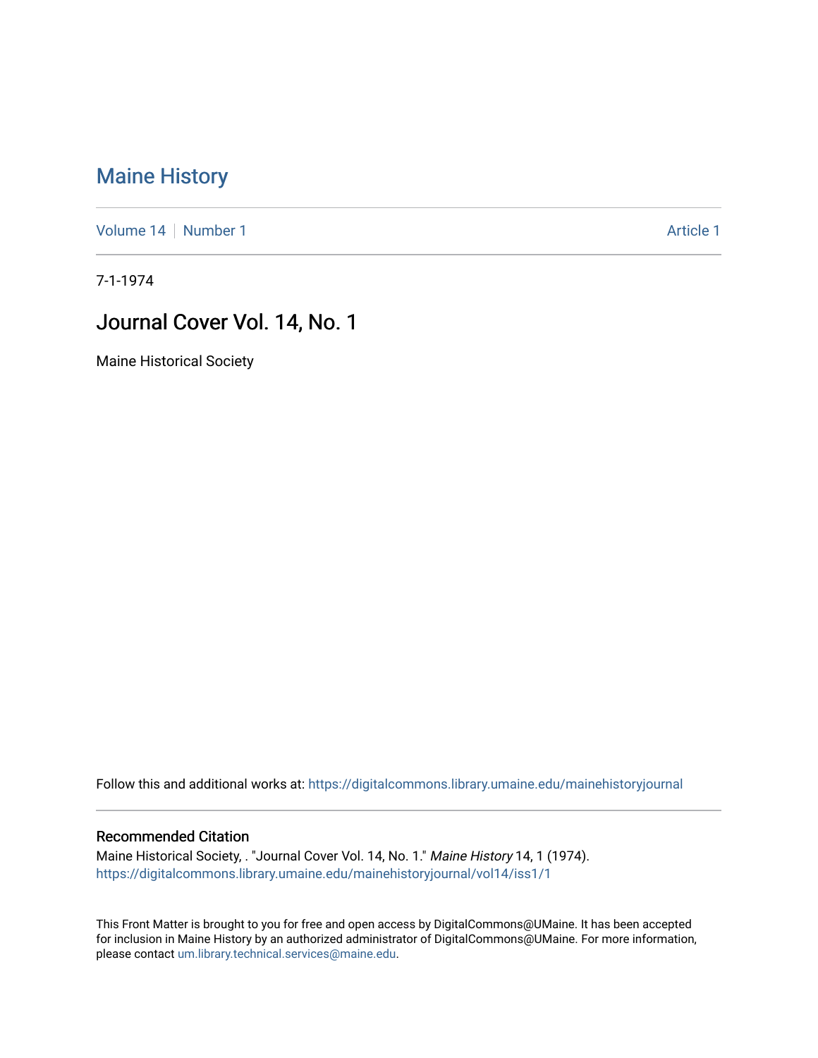# Maine History

Volume 14 | Number 1 Article 1

7-1-1974

## Journal Cover Vol. 14, No. 1

Maine Historical Society

Follow this and additional works at: https://digitalcommons.library.umaine.edu/mainehistoryjournal

### Recommended Citation

Maine Historical Society, . "Journal Cover Vol. 14, No. 1." *Maine History* 14, 1 (1974).
https://digitalcommons.library.umaine.edu/mainehistoryjournal/vol14/iss1/1

This Front Matter is brought to you for free and open access by DigitalCommons@UMaine. It has been accepted for inclusion in Maine History by an authorized administrator of DigitalCommons@UMaine. For more information, please contact um.library.technical.services@maine.edu.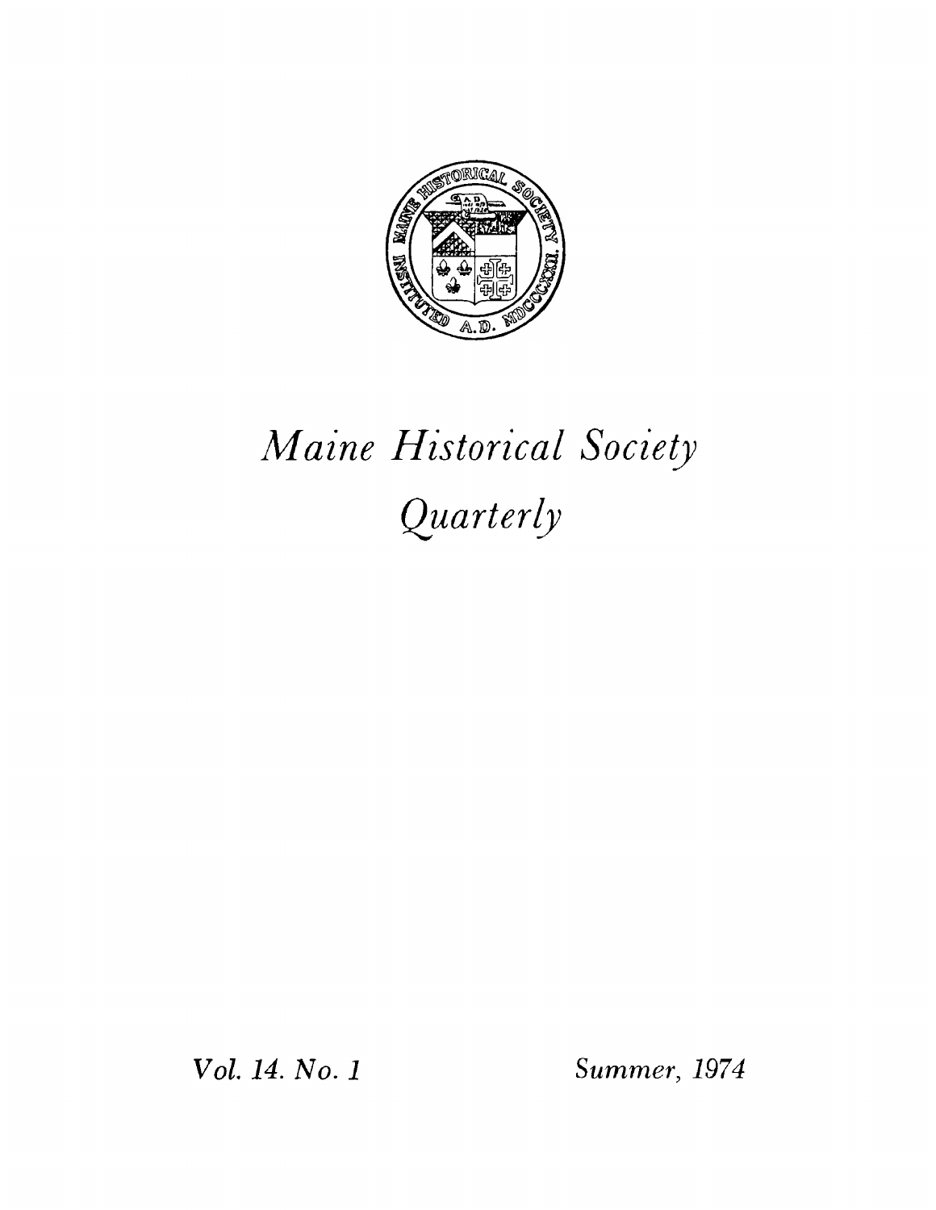# *Maine Historical Society Quarterly*

*Vol. 14. No. 1* *Summer, 1974*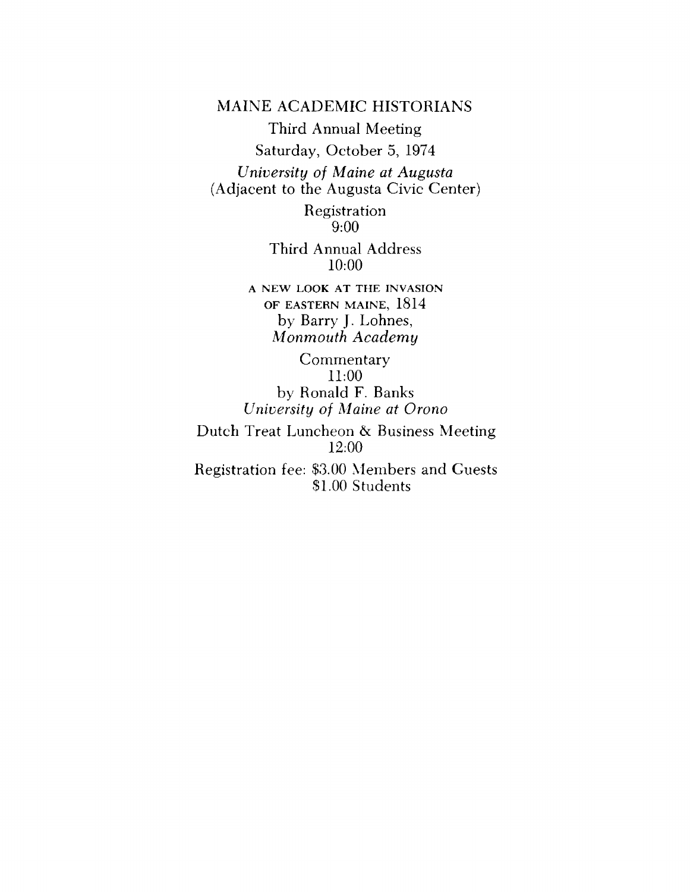# MAINE ACADEMIC HISTORIANS

Third Annual Meeting

Saturday, October 5, 1974

*University of Maine at Augusta*
(Adjacent to the Augusta Civic Center)

Registration
9:00

Third Annual Address
10:00

A NEW LOOK AT THE INVASION OF EASTERN MAINE, 1814
by Barry J. Lohnes,
*Monmouth Academy*

Commentary
11:00
by Ronald F. Banks
*University of Maine at Orono*

Dutch Treat Luncheon & Business Meeting
12:00

Registration fee: $3.00 Members and Guests
$1.00 Students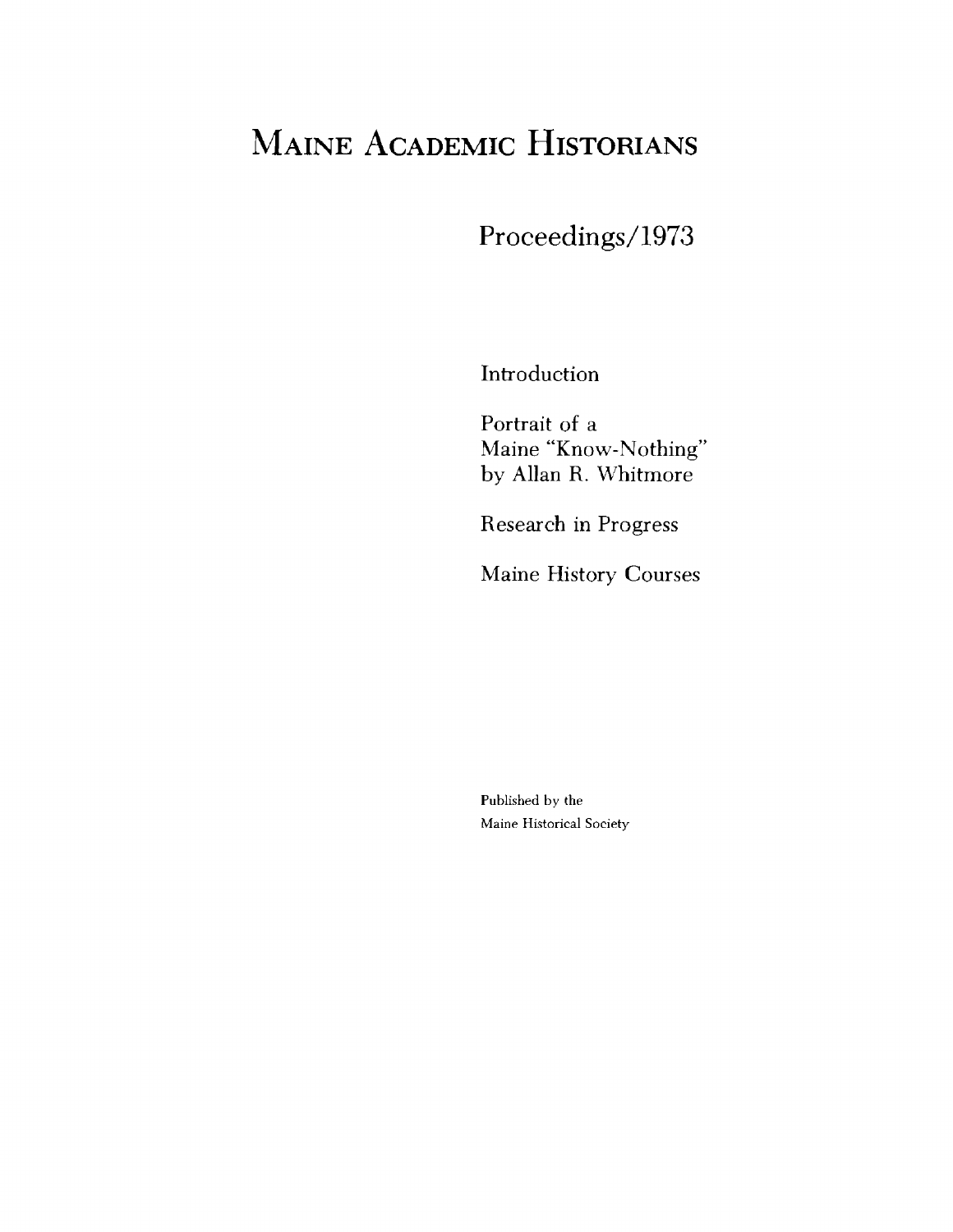# Maine Academic Historians

## Proceedings/1973

Introduction

Portrait of a Maine "Know-Nothing" by Allan R. Whitmore

Research in Progress

Maine History Courses

Published by the Maine Historical Society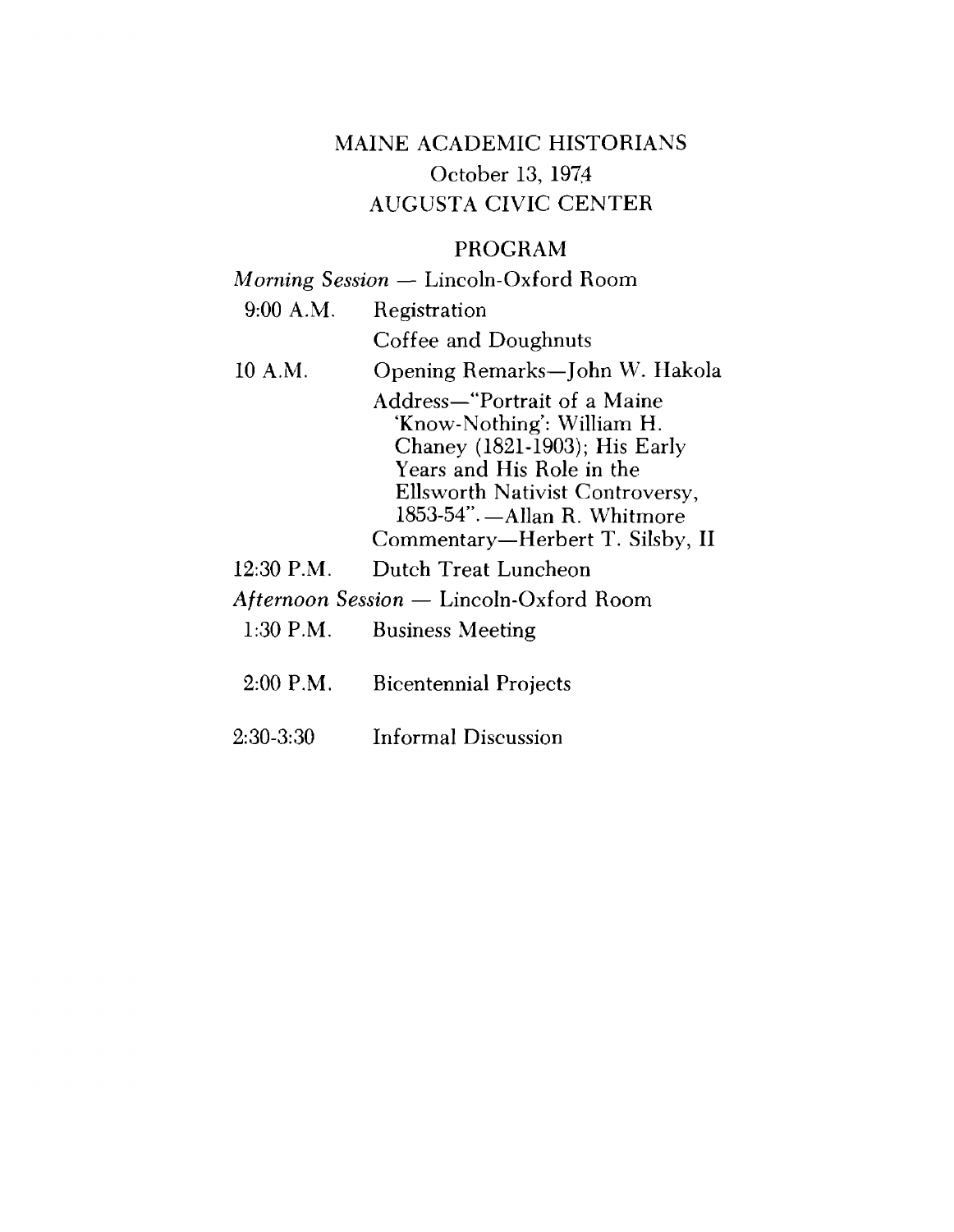# MAINE ACADEMIC HISTORIANS

October 13, 1974

AUGUSTA CIVIC CENTER

## PROGRAM

*Morning Session* — Lincoln-Oxford Room

| | |
|---|---|
| 9:00 A.M. | Registration |
| | Coffee and Doughnuts |
| 10 A.M. | Opening Remarks—John W. Hakola |
| | Address—"Portrait of a Maine 'Know-Nothing': William H. Chaney (1821-1903); His Early Years and His Role in the Ellsworth Nativist Controversy, 1853-54". —Allan R. Whitmore |
| | Commentary—Herbert T. Silsby, II |
| 12:30 P.M. | Dutch Treat Luncheon |

*Afternoon Session* — Lincoln-Oxford Room

| | |
|---|---|
| 1:30 P.M. | Business Meeting |
| 2:00 P.M. | Bicentennial Projects |
| 2:30-3:30 | Informal Discussion |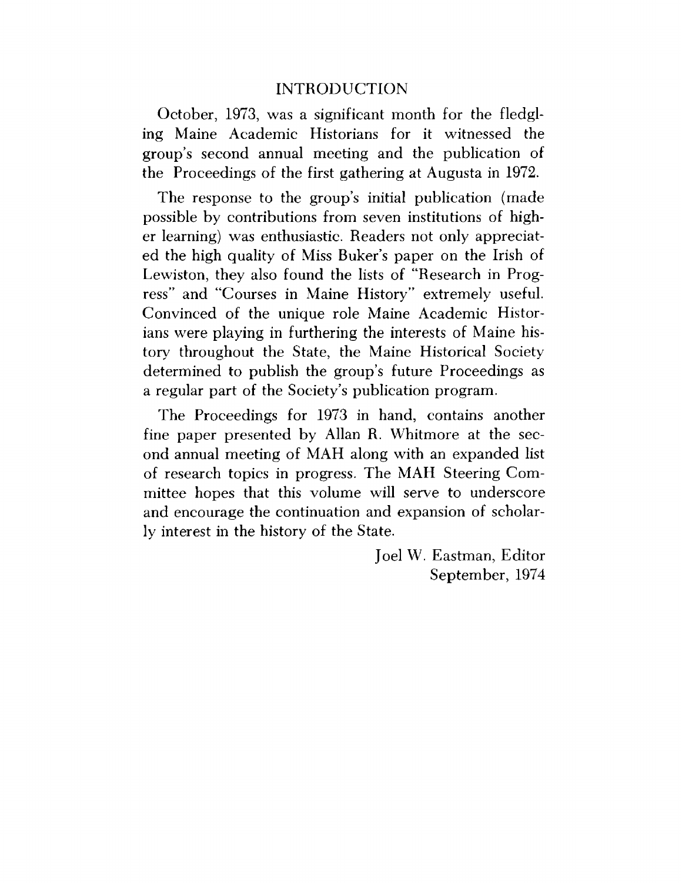# INTRODUCTION

October, 1973, was a significant month for the fledgling Maine Academic Historians for it witnessed the group's second annual meeting and the publication of the Proceedings of the first gathering at Augusta in 1972.

The response to the group's initial publication (made possible by contributions from seven institutions of higher learning) was enthusiastic. Readers not only appreciated the high quality of Miss Buker's paper on the Irish of Lewiston, they also found the lists of "Research in Progress" and "Courses in Maine History" extremely useful. Convinced of the unique role Maine Academic Historians were playing in furthering the interests of Maine history throughout the State, the Maine Historical Society determined to publish the group's future Proceedings as a regular part of the Society's publication program.

The Proceedings for 1973 in hand, contains another fine paper presented by Allan R. Whitmore at the second annual meeting of MAH along with an expanded list of research topics in progress. The MAH Steering Committee hopes that this volume will serve to underscore and encourage the continuation and expansion of scholarly interest in the history of the State.

Joel W. Eastman, Editor
September, 1974